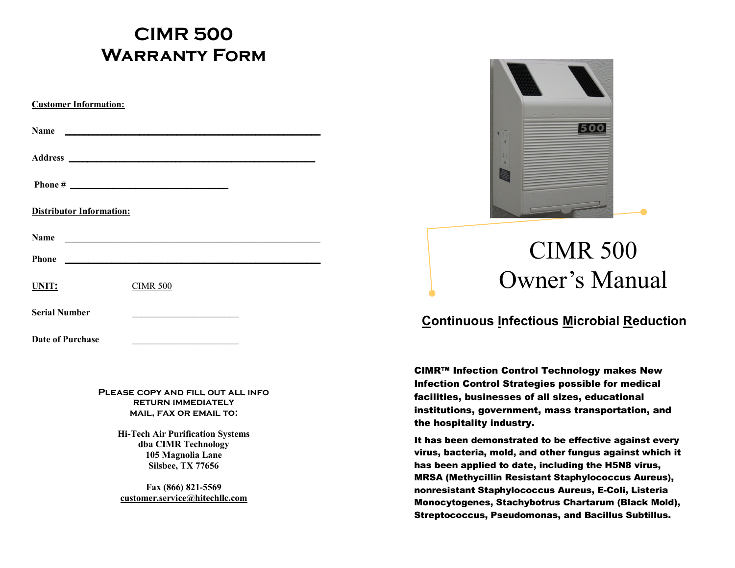# CIMR 500
# Warranty Form

**Customer Information:**

**Name** ______________________________________________

**Address** ______________________________________________

**Phone #** ______________________________

**Distributor Information:**

**Name** ______________________________________________

**Phone** ______________________________________________

**UNIT:** CIMR 500

**Serial Number** ______________________

**Date of Purchase** ______________________

**PLEASE COPY AND FILL OUT ALL INFO**
**RETURN IMMEDIATELY**
**MAIL, FAX OR EMAIL TO:**

**Hi-Tech Air Purification Systems**
**dba CIMR Technology**
**105 Magnolia Lane**
**Silsbee, TX 77656**

**Fax (866) 821-5569**
**customer.service@hitechllc.com**

# CIMR 500
# Owner's Manual

## Continuous Infectious Microbial Reduction

**CIMR™ Infection Control Technology makes New Infection Control Strategies possible for medical facilities, businesses of all sizes, educational institutions, government, mass transportation, and the hospitality industry.**

**It has been demonstrated to be effective against every virus, bacteria, mold, and other fungus against which it has been applied to date, including the H5N8 virus, MRSA (Methycillin Resistant Staphylococcus Aureus), nonresistant Staphylococcus Aureus, E-Coli, Listeria Monocytogenes, Stachybotrus Chartarum (Black Mold), Streptococcus, Pseudomonas, and Bacillus Subtillus.**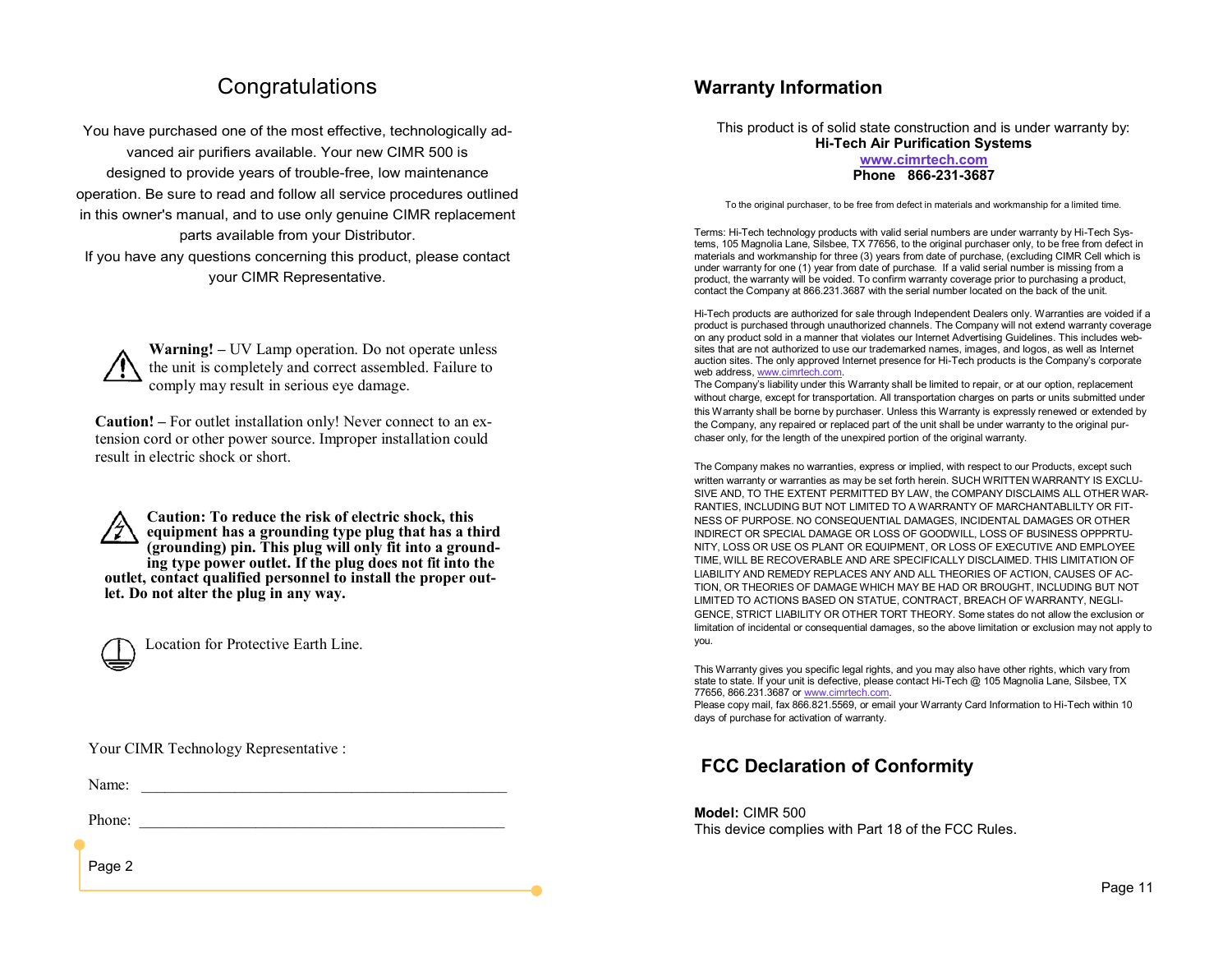# Congratulations

You have purchased one of the most effective, technologically advanced air purifiers available. Your new CIMR 500 is designed to provide years of trouble-free, low maintenance operation. Be sure to read and follow all service procedures outlined in this owner's manual, and to use only genuine CIMR replacement parts available from your Distributor.

If you have any questions concerning this product, please contact your CIMR Representative.

**Warning! –** UV Lamp operation. Do not operate unless the unit is completely and correct assembled. Failure to comply may result in serious eye damage.

**Caution! –** For outlet installation only! Never connect to an extension cord or other power source. Improper installation could result in electric shock or short.

**Caution: To reduce the risk of electric shock, this equipment has a grounding type plug that has a third (grounding) pin. This plug will only fit into a grounding type power outlet. If the plug does not fit into the outlet, contact qualified personnel to install the proper outlet. Do not alter the plug in any way.**

Location for Protective Earth Line.

Your CIMR Technology Representative :

Name: ______________________________________________

Phone: ______________________________________________

## Warranty Information

This product is of solid state construction and is under warranty by:
**Hi-Tech Air Purification Systems**
**www.cimrtech.com**
**Phone 866-231-3687**

To the original purchaser, to be free from defect in materials and workmanship for a limited time.

Terms: Hi-Tech technology products with valid serial numbers are under warranty by Hi-Tech Systems, 105 Magnolia Lane, Silsbee, TX 77656, to the original purchaser only, to be free from defect in materials and workmanship for three (3) years from date of purchase, (excluding CIMR Cell which is under warranty for one (1) year from date of purchase. If a valid serial number is missing from a product, the warranty will be voided. To confirm warranty coverage prior to purchasing a product, contact the Company at 866.231.3687 with the serial number located on the back of the unit.

Hi-Tech products are authorized for sale through Independent Dealers only. Warranties are voided if a product is purchased through unauthorized channels. The Company will not extend warranty coverage on any product sold in a manner that violates our Internet Advertising Guidelines. This includes websites that are not authorized to use our trademarked names, images, and logos, as well as Internet auction sites. The only approved Internet presence for Hi-Tech products is the Company's corporate web address, www.cimrtech.com.
The Company's liability under this Warranty shall be limited to repair, or at our option, replacement without charge, except for transportation. All transportation charges on parts or units submitted under this Warranty shall be borne by purchaser. Unless this Warranty is expressly renewed or extended by the Company, any repaired or replaced part of the unit shall be under warranty to the original purchaser only, for the length of the unexpired portion of the original warranty.

The Company makes no warranties, express or implied, with respect to our Products, except such written warranty or warranties as may be set forth herein. SUCH WRITTEN WARRANTY IS EXCLUSIVE AND, TO THE EXTENT PERMITTED BY LAW, the COMPANY DISCLAIMS ALL OTHER WARRANTIES, INCLUDING BUT NOT LIMITED TO A WARRANTY OF MARCHANTABLILTY OR FITNESS OF PURPOSE. NO CONSEQUENTIAL DAMAGES, INCIDENTAL DAMAGES OR OTHER INDIRECT OR SPECIAL DAMAGE OR LOSS OF GOODWILL, LOSS OF BUSINESS OPPPRTUNITY, LOSS OR USE OS PLANT OR EQUIPMENT, OR LOSS OF EXECUTIVE AND EMPLOYEE TIME, WILL BE RECOVERABLE AND ARE SPECIFICALLY DISCLAIMED. THIS LIMITATION OF LIABILITY AND REMEDY REPLACES ANY AND ALL THEORIES OF ACTION, CAUSES OF ACTION, OR THEORIES OF DAMAGE WHICH MAY BE HAD OR BROUGHT, INCLUDING BUT NOT LIMITED TO ACTIONS BASED ON STATUE, CONTRACT, BREACH OF WARRANTY, NEGLIGENCE, STRICT LIABILITY OR OTHER TORT THEORY. Some states do not allow the exclusion or limitation of incidental or consequential damages, so the above limitation or exclusion may not apply to you.

This Warranty gives you specific legal rights, and you may also have other rights, which vary from state to state. If your unit is defective, please contact Hi-Tech @ 105 Magnolia Lane, Silsbee, TX 77656, 866.231.3687 or www.cimrtech.com.
Please copy mail, fax 866.821.5569, or email your Warranty Card Information to Hi-Tech within 10 days of purchase for activation of warranty.

## FCC Declaration of Conformity

**Model:** CIMR 500
This device complies with Part 18 of the FCC Rules.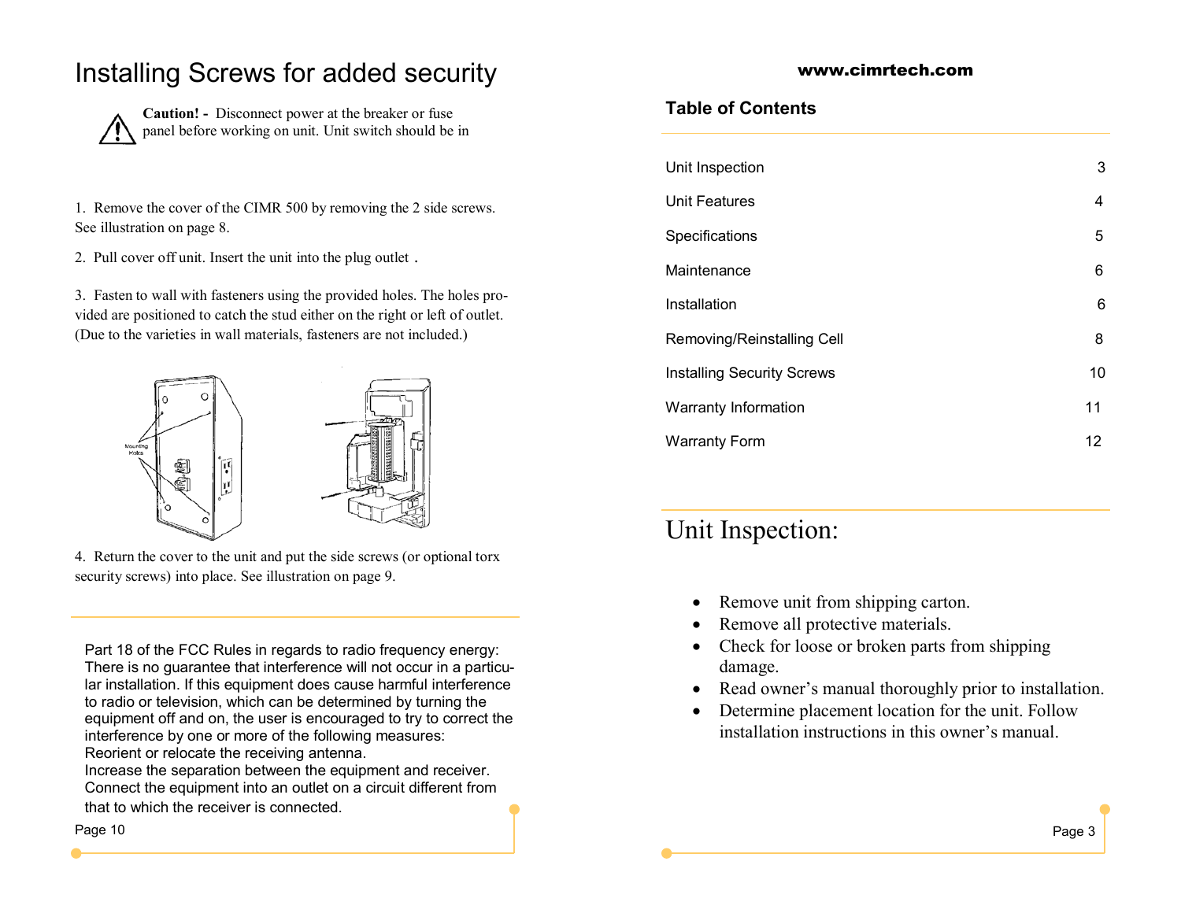# Installing Screws for added security

**Caution! -** Disconnect power at the breaker or fuse panel before working on unit. Unit switch should be in

1. Remove the cover of the CIMR 500 by removing the 2 side screws. See illustration on page 8.

2. Pull cover off unit. Insert the unit into the plug outlet .

3. Fasten to wall with fasteners using the provided holes. The holes provided are positioned to catch the stud either on the right or left of outlet. (Due to the varieties in wall materials, fasteners are not included.)

4. Return the cover to the unit and put the side screws (or optional torx security screws) into place. See illustration on page 9.

Part 18 of the FCC Rules in regards to radio frequency energy: There is no guarantee that interference will not occur in a particular installation. If this equipment does cause harmful interference to radio or television, which can be determined by turning the equipment off and on, the user is encouraged to try to correct the interference by one or more of the following measures:
Reorient or relocate the receiving antenna.
Increase the separation between the equipment and receiver.
Connect the equipment into an outlet on a circuit different from that to which the receiver is connected.

**www.cimrtech.com**

## Table of Contents

| | |
|---|---|
| Unit Inspection | 3 |
| Unit Features | 4 |
| Specifications | 5 |
| Maintenance | 6 |
| Installation | 6 |
| Removing/Reinstalling Cell | 8 |
| Installing Security Screws | 10 |
| Warranty Information | 11 |
| Warranty Form | 12 |

# Unit Inspection:

- Remove unit from shipping carton.
- Remove all protective materials.
- Check for loose or broken parts from shipping damage.
- Read owner's manual thoroughly prior to installation.
- Determine placement location for the unit. Follow installation instructions in this owner's manual.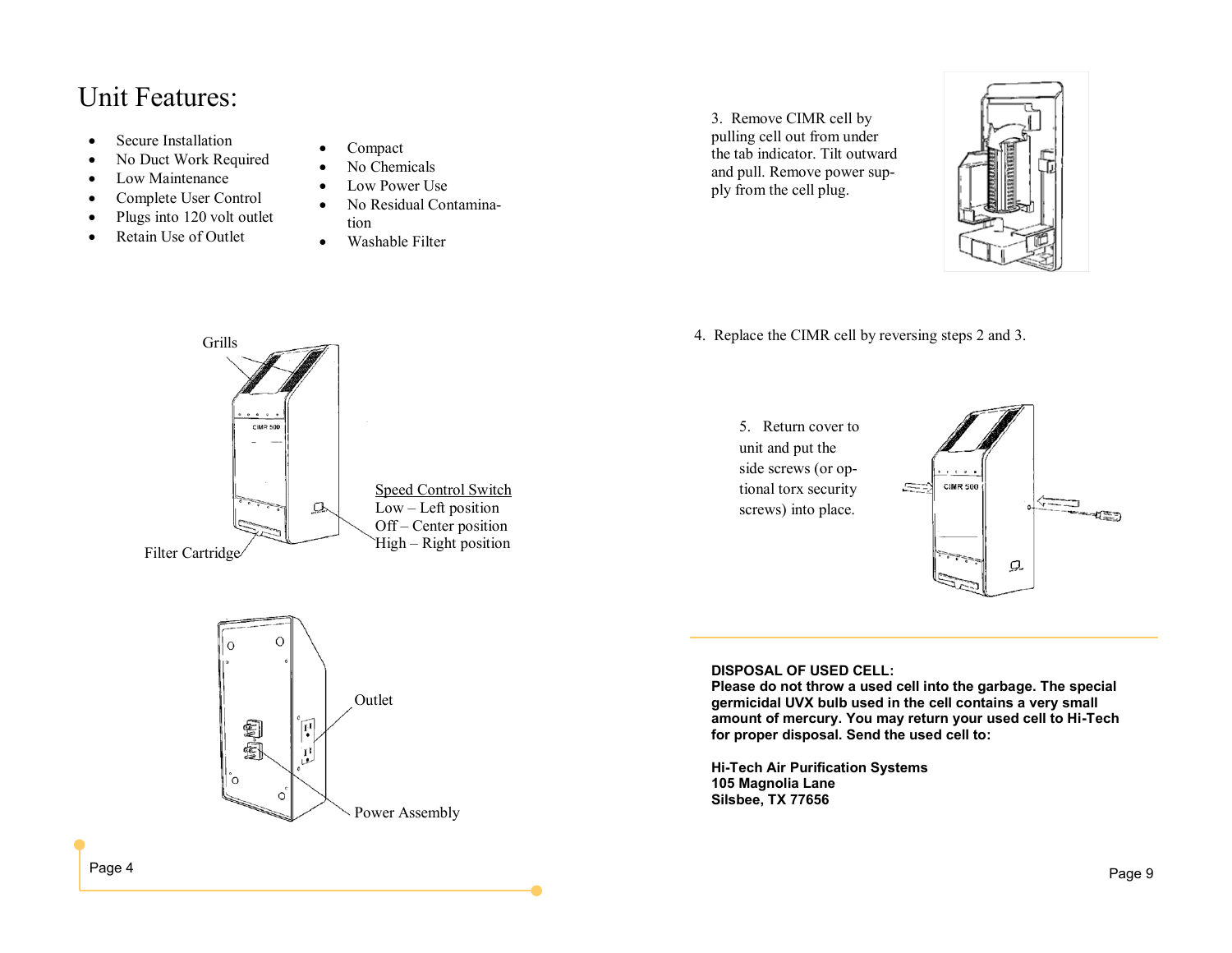# Unit Features:

- Secure Installation
- No Duct Work Required
- Low Maintenance
- Complete User Control
- Plugs into 120 volt outlet
- Retain Use of Outlet
- Compact
- No Chemicals
- Low Power Use
- No Residual Contamination
- Washable Filter

Grills

Filter Cartridge

Speed Control Switch
Low – Left position
Off – Center position
High – Right position

Outlet

Power Assembly

3. Remove CIMR cell by pulling cell out from under the tab indicator. Tilt outward and pull. Remove power supply from the cell plug.

4. Replace the CIMR cell by reversing steps 2 and 3.

5. Return cover to unit and put the side screws (or optional torx security screws) into place.

**DISPOSAL OF USED CELL:**
**Please do not throw a used cell into the garbage. The special germicidal UVX bulb used in the cell contains a very small amount of mercury. You may return your used cell to Hi-Tech for proper disposal. Send the used cell to:**

**Hi-Tech Air Purification Systems**
**105 Magnolia Lane**
**Silsbee, TX 77656**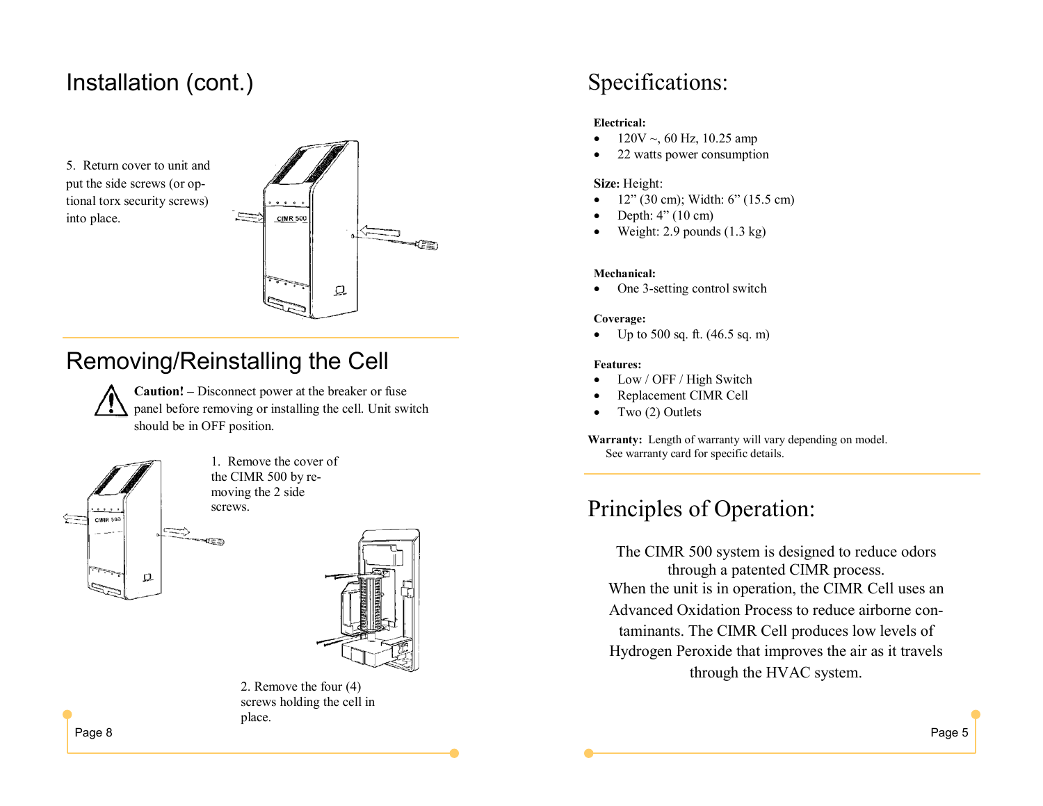# Installation (cont.)

5. Return cover to unit and put the side screws (or optional torx security screws) into place.

## Removing/Reinstalling the Cell

**Caution! –** Disconnect power at the breaker or fuse panel before removing or installing the cell. Unit switch should be in OFF position.

1. Remove the cover of the CIMR 500 by removing the 2 side screws.

2. Remove the four (4) screws holding the cell in place.

# Specifications:

**Electrical:**

- 120V ~, 60 Hz, 10.25 amp
- 22 watts power consumption

**Size:** Height:

- 12" (30 cm); Width: 6" (15.5 cm)
- Depth: 4" (10 cm)
- Weight: 2.9 pounds (1.3 kg)

**Mechanical:**

- One 3-setting control switch

**Coverage:**

- Up to 500 sq. ft. (46.5 sq. m)

**Features:**

- Low / OFF / High Switch
- Replacement CIMR Cell
- Two (2) Outlets

**Warranty:** Length of warranty will vary depending on model. See warranty card for specific details.

# Principles of Operation:

The CIMR 500 system is designed to reduce odors through a patented CIMR process. When the unit is in operation, the CIMR Cell uses an Advanced Oxidation Process to reduce airborne contaminants. The CIMR Cell produces low levels of Hydrogen Peroxide that improves the air as it travels through the HVAC system.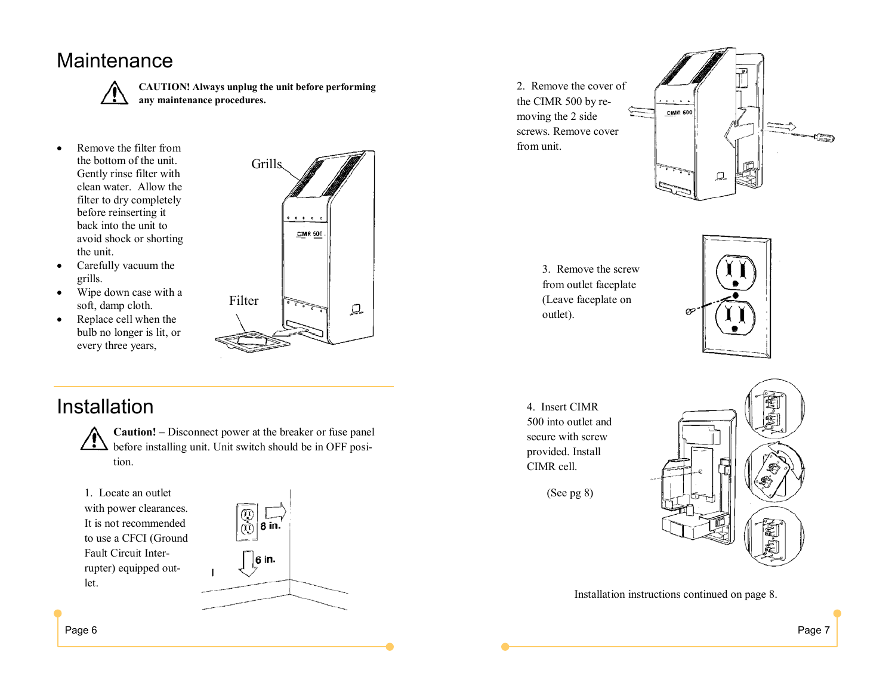# Maintenance

**CAUTION! Always unplug the unit before performing any maintenance procedures.**

- Remove the filter from the bottom of the unit. Gently rinse filter with clean water. Allow the filter to dry completely before reinserting it back into the unit to avoid shock or shorting the unit.
- Carefully vacuum the grills.
- Wipe down case with a soft, damp cloth.
- Replace cell when the bulb no longer is lit, or every three years,

Grills

Filter

# Installation

**Caution! –** Disconnect power at the breaker or fuse panel before installing unit. Unit switch should be in OFF position.

1. Locate an outlet with power clearances. It is not recommended to use a CFCI (Ground Fault Circuit Interrupter) equipped outlet.

8 in.

6 in.

2. Remove the cover of the CIMR 500 by removing the 2 side screws. Remove cover from unit.

3. Remove the screw from outlet faceplate (Leave faceplate on outlet).

4. Insert CIMR 500 into outlet and secure with screw provided. Install CIMR cell.

(See pg 8)

Installation instructions continued on page 8.